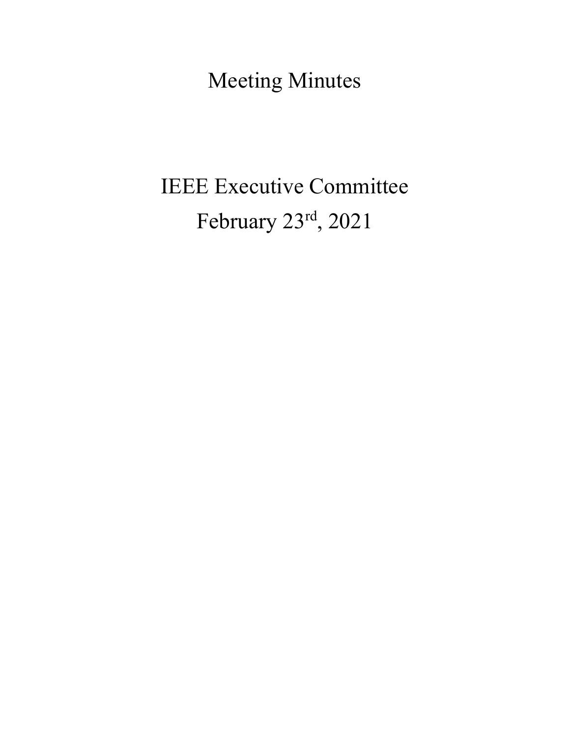# Meeting Minutes

# IEEE Executive Committee
# February 23rd, 2021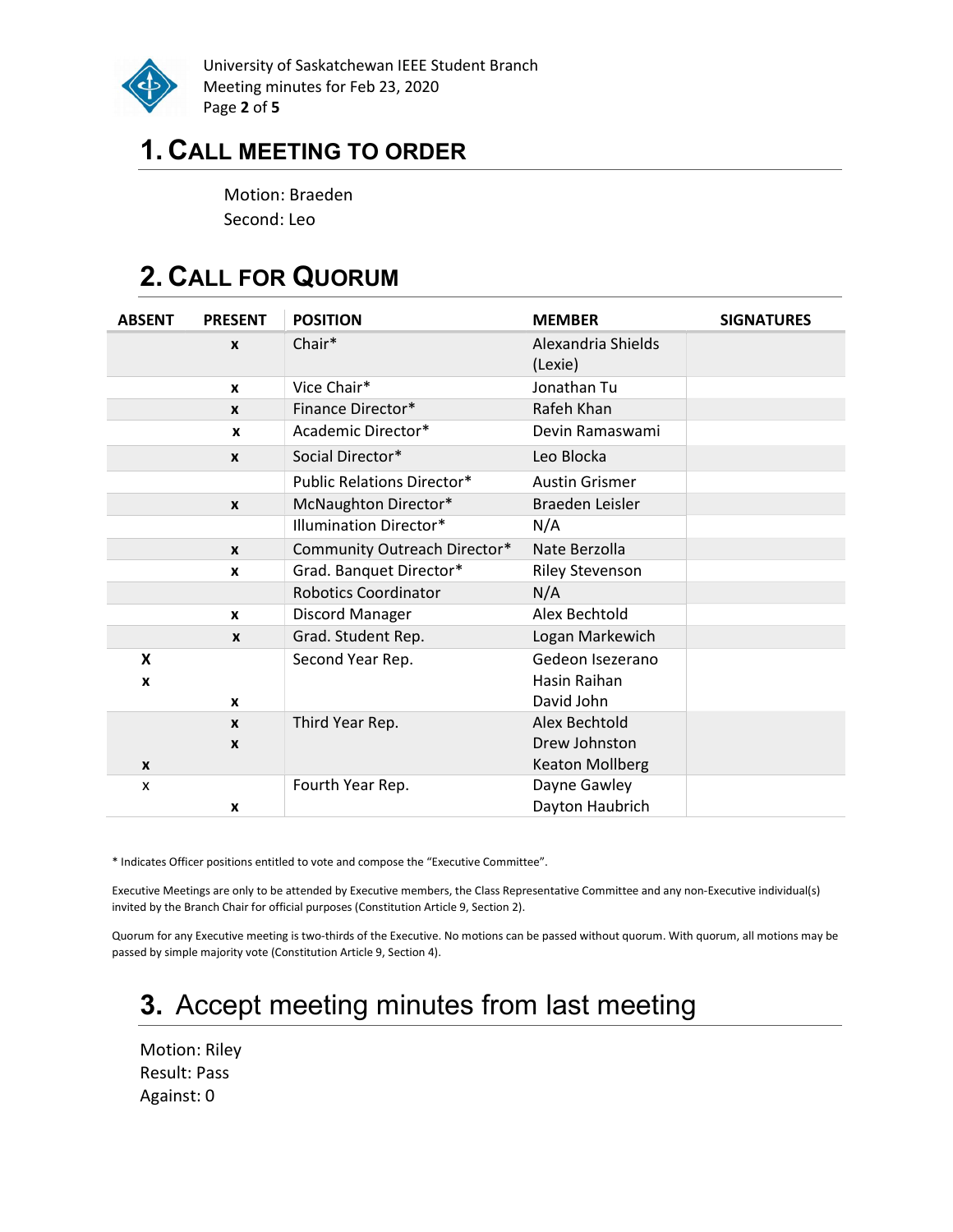## 1. CALL MEETING TO ORDER

Motion: Braeden
Second: Leo

## 2. CALL FOR QUORUM

| ABSENT | PRESENT | POSITION | MEMBER | SIGNATURES |
|---|---|---|---|---|
| | x | Chair* | Alexandria Shields (Lexie) | |
| | x | Vice Chair* | Jonathan Tu | |
| | x | Finance Director* | Rafeh Khan | |
| | x | Academic Director* | Devin Ramaswami | |
| | x | Social Director* | Leo Blocka | |
| | | Public Relations Director* | Austin Grismer | |
| | x | McNaughton Director* | Braeden Leisler | |
| | | Illumination Director* | N/A | |
| | x | Community Outreach Director* | Nate Berzolla | |
| | x | Grad. Banquet Director* | Riley Stevenson | |
| | | Robotics Coordinator | N/A | |
| | x | Discord Manager | Alex Bechtold | |
| | x | Grad. Student Rep. | Logan Markewich | |
| X | | Second Year Rep. | Gedeon Isezerano | |
| x | | | Hasin Raihan | |
| | x | | David John | |
| | x | Third Year Rep. | Alex Bechtold | |
| | x | | Drew Johnston | |
| x | | | Keaton Mollberg | |
| x | | Fourth Year Rep. | Dayne Gawley | |
| | x | | Dayton Haubrich | |

* Indicates Officer positions entitled to vote and compose the "Executive Committee".

Executive Meetings are only to be attended by Executive members, the Class Representative Committee and any non-Executive individual(s) invited by the Branch Chair for official purposes (Constitution Article 9, Section 2).

Quorum for any Executive meeting is two-thirds of the Executive. No motions can be passed without quorum. With quorum, all motions may be passed by simple majority vote (Constitution Article 9, Section 4).

## 3. Accept meeting minutes from last meeting

Motion: Riley
Result: Pass
Against: 0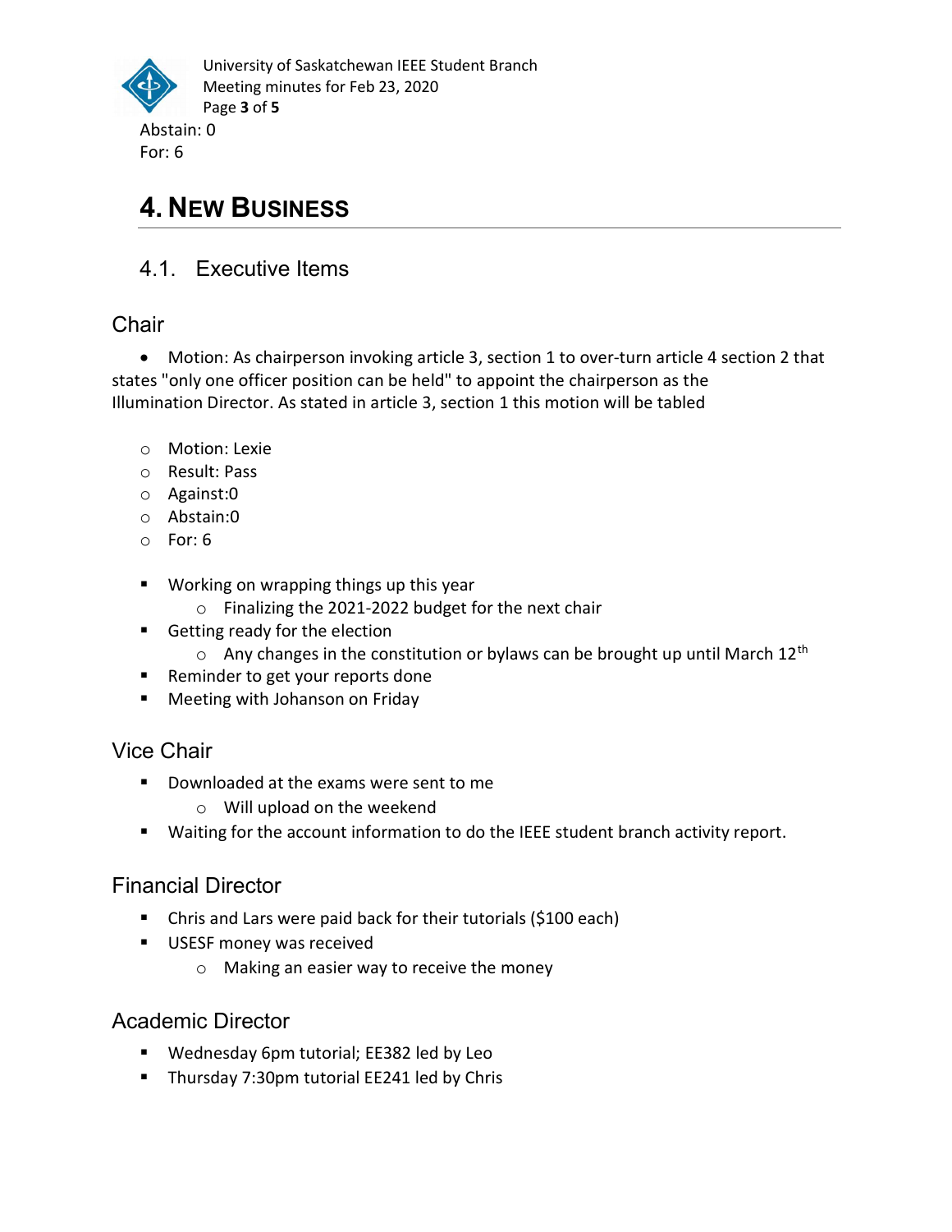Abstain: 0
For: 6

# 4. New Business

## 4.1. Executive Items

### Chair

- Motion: As chairperson invoking article 3, section 1 to over-turn article 4 section 2 that states "only one officer position can be held" to appoint the chairperson as the Illumination Director. As stated in article 3, section 1 this motion will be tabled

  - Motion: Lexie
  - Result: Pass
  - Against:0
  - Abstain:0
  - For: 6

- Working on wrapping things up this year
  - Finalizing the 2021-2022 budget for the next chair
- Getting ready for the election
  - Any changes in the constitution or bylaws can be brought up until March 12th
- Reminder to get your reports done
- Meeting with Johanson on Friday

### Vice Chair

- Downloaded at the exams were sent to me
  - Will upload on the weekend
- Waiting for the account information to do the IEEE student branch activity report.

### Financial Director

- Chris and Lars were paid back for their tutorials ($100 each)
- USESF money was received
  - Making an easier way to receive the money

### Academic Director

- Wednesday 6pm tutorial; EE382 led by Leo
- Thursday 7:30pm tutorial EE241 led by Chris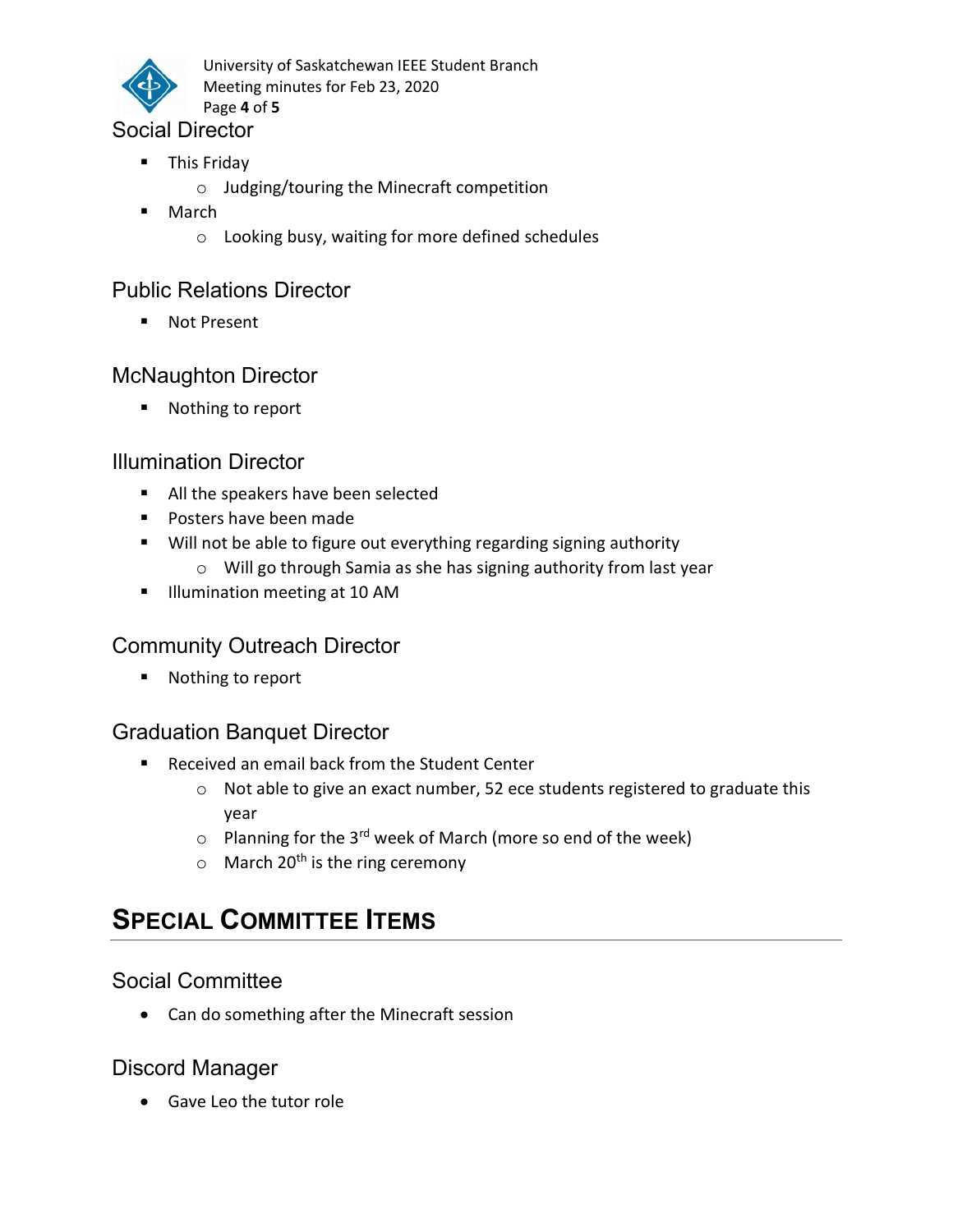## Social Director

- This Friday
  - Judging/touring the Minecraft competition
- March
  - Looking busy, waiting for more defined schedules

## Public Relations Director

- Not Present

## McNaughton Director

- Nothing to report

## Illumination Director

- All the speakers have been selected
- Posters have been made
- Will not be able to figure out everything regarding signing authority
  - Will go through Samia as she has signing authority from last year
- Illumination meeting at 10 AM

## Community Outreach Director

- Nothing to report

## Graduation Banquet Director

- Received an email back from the Student Center
  - Not able to give an exact number, 52 ece students registered to graduate this year
  - Planning for the 3rd week of March (more so end of the week)
  - March 20th is the ring ceremony

# Special Committee Items

## Social Committee

- Can do something after the Minecraft session

## Discord Manager

- Gave Leo the tutor role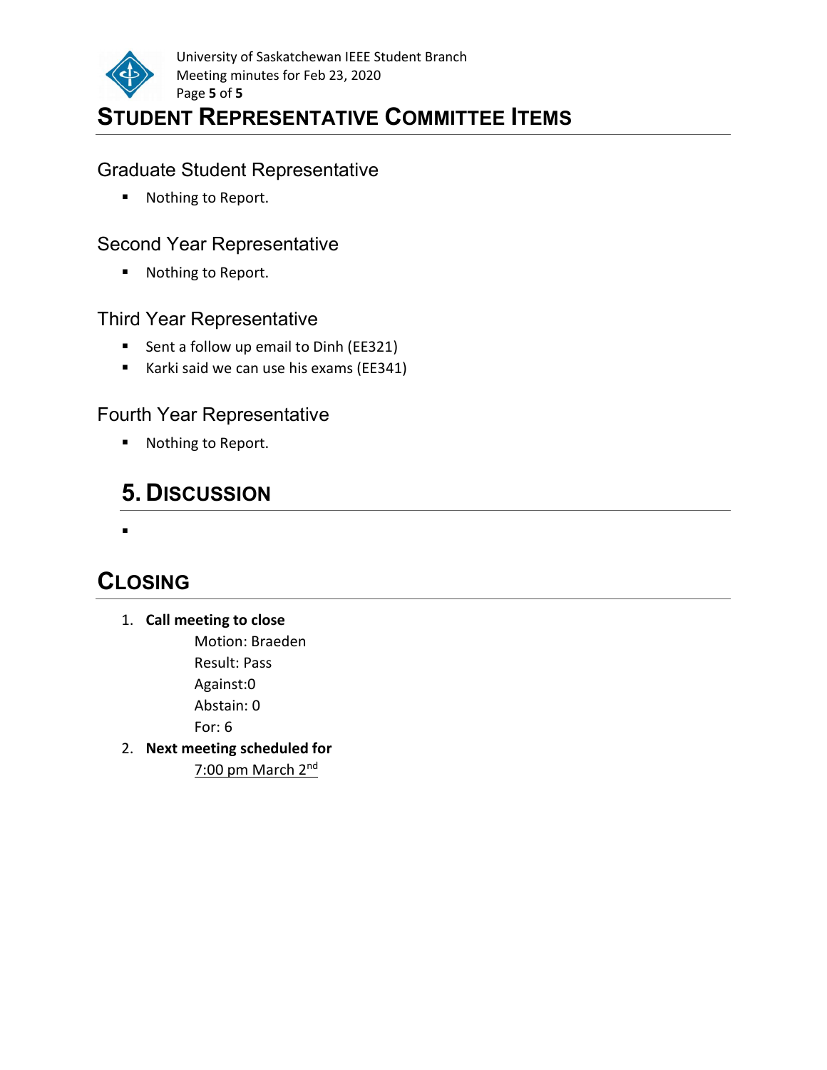# Student Representative Committee Items

## Graduate Student Representative

- Nothing to Report.

## Second Year Representative

- Nothing to Report.

## Third Year Representative

- Sent a follow up email to Dinh (EE321)
- Karki said we can use his exams (EE341)

## Fourth Year Representative

- Nothing to Report.

# 5. Discussion

- 

# Closing

1. **Call meeting to close**
   
   Motion: Braeden
   
   Result: Pass
   
   Against:0
   
   Abstain: 0
   
   For: 6
2. **Next meeting scheduled for**
   
   7:00 pm March 2nd